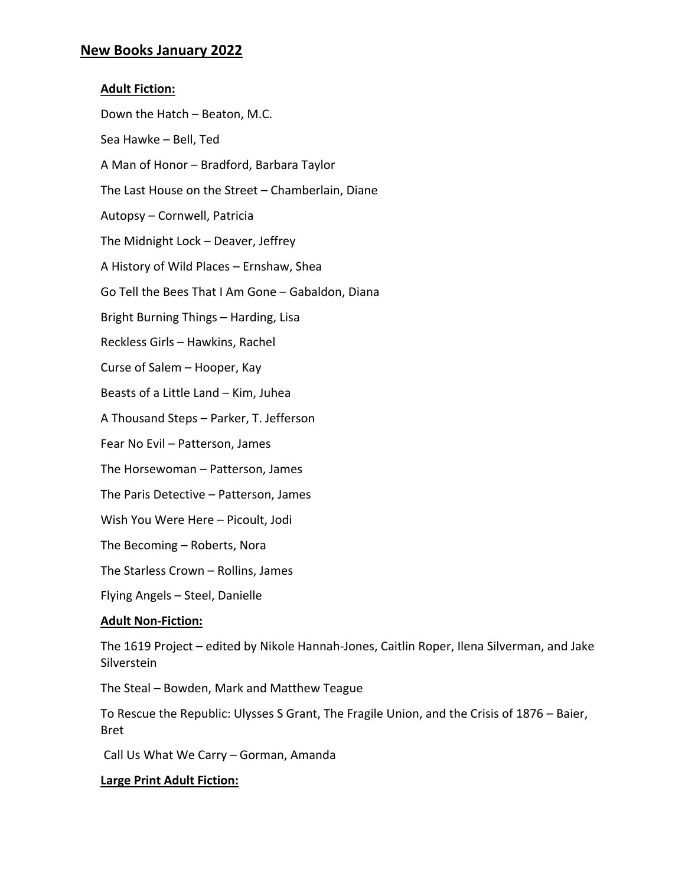# New Books January 2022

## Adult Fiction:

Down the Hatch – Beaton, M.C.

Sea Hawke – Bell, Ted

A Man of Honor – Bradford, Barbara Taylor

The Last House on the Street – Chamberlain, Diane

Autopsy – Cornwell, Patricia

The Midnight Lock – Deaver, Jeffrey

A History of Wild Places – Ernshaw, Shea

Go Tell the Bees That I Am Gone – Gabaldon, Diana

Bright Burning Things – Harding, Lisa

Reckless Girls – Hawkins, Rachel

Curse of Salem – Hooper, Kay

Beasts of a Little Land – Kim, Juhea

A Thousand Steps – Parker, T. Jefferson

Fear No Evil – Patterson, James

The Horsewoman – Patterson, James

The Paris Detective – Patterson, James

Wish You Were Here – Picoult, Jodi

The Becoming – Roberts, Nora

The Starless Crown – Rollins, James

Flying Angels – Steel, Danielle

## Adult Non-Fiction:

The 1619 Project – edited by Nikole Hannah-Jones, Caitlin Roper, Ilena Silverman, and Jake Silverstein

The Steal – Bowden, Mark and Matthew Teague

To Rescue the Republic: Ulysses S Grant, The Fragile Union, and the Crisis of 1876 – Baier, Bret

Call Us What We Carry – Gorman, Amanda

## Large Print Adult Fiction: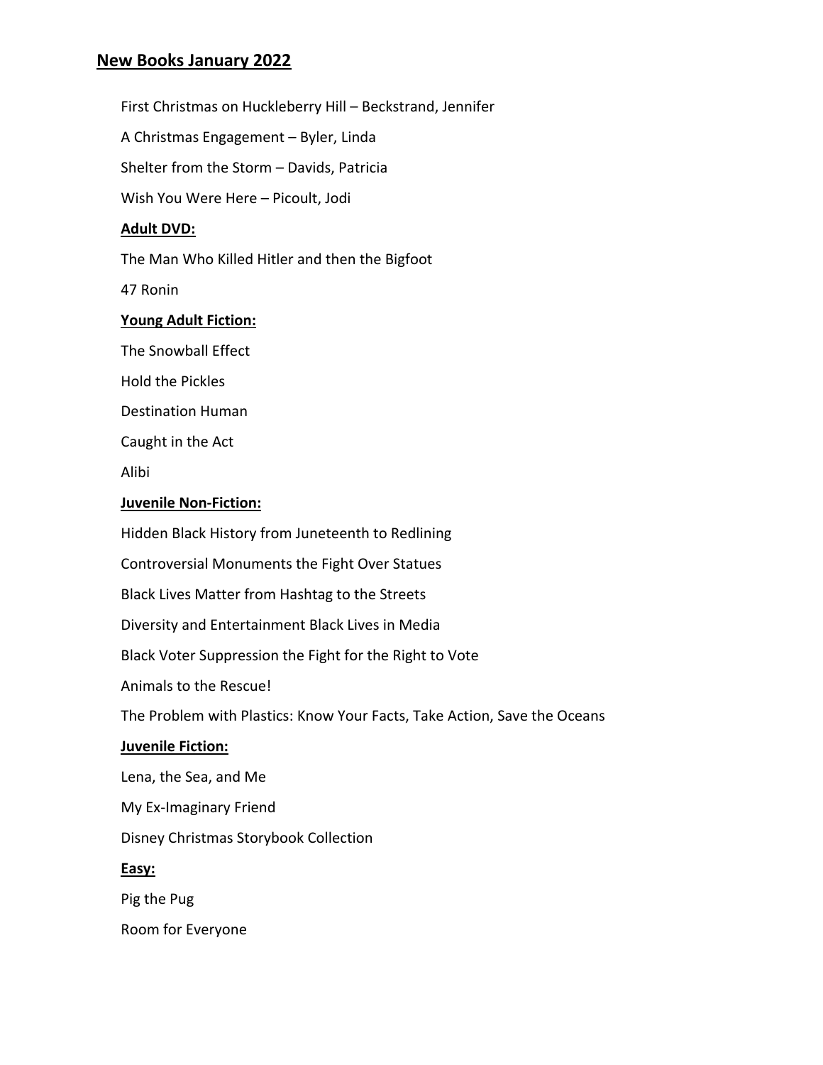## New Books January 2022

First Christmas on Huckleberry Hill – Beckstrand, Jennifer

A Christmas Engagement – Byler, Linda

Shelter from the Storm – Davids, Patricia

Wish You Were Here – Picoult, Jodi

### Adult DVD:

The Man Who Killed Hitler and then the Bigfoot

47 Ronin

### Young Adult Fiction:

The Snowball Effect

Hold the Pickles

Destination Human

Caught in the Act

Alibi

### Juvenile Non-Fiction:

Hidden Black History from Juneteenth to Redlining

Controversial Monuments the Fight Over Statues

Black Lives Matter from Hashtag to the Streets

Diversity and Entertainment Black Lives in Media

Black Voter Suppression the Fight for the Right to Vote

Animals to the Rescue!

The Problem with Plastics: Know Your Facts, Take Action, Save the Oceans

### Juvenile Fiction:

Lena, the Sea, and Me

My Ex-Imaginary Friend

Disney Christmas Storybook Collection

### Easy:

Pig the Pug

Room for Everyone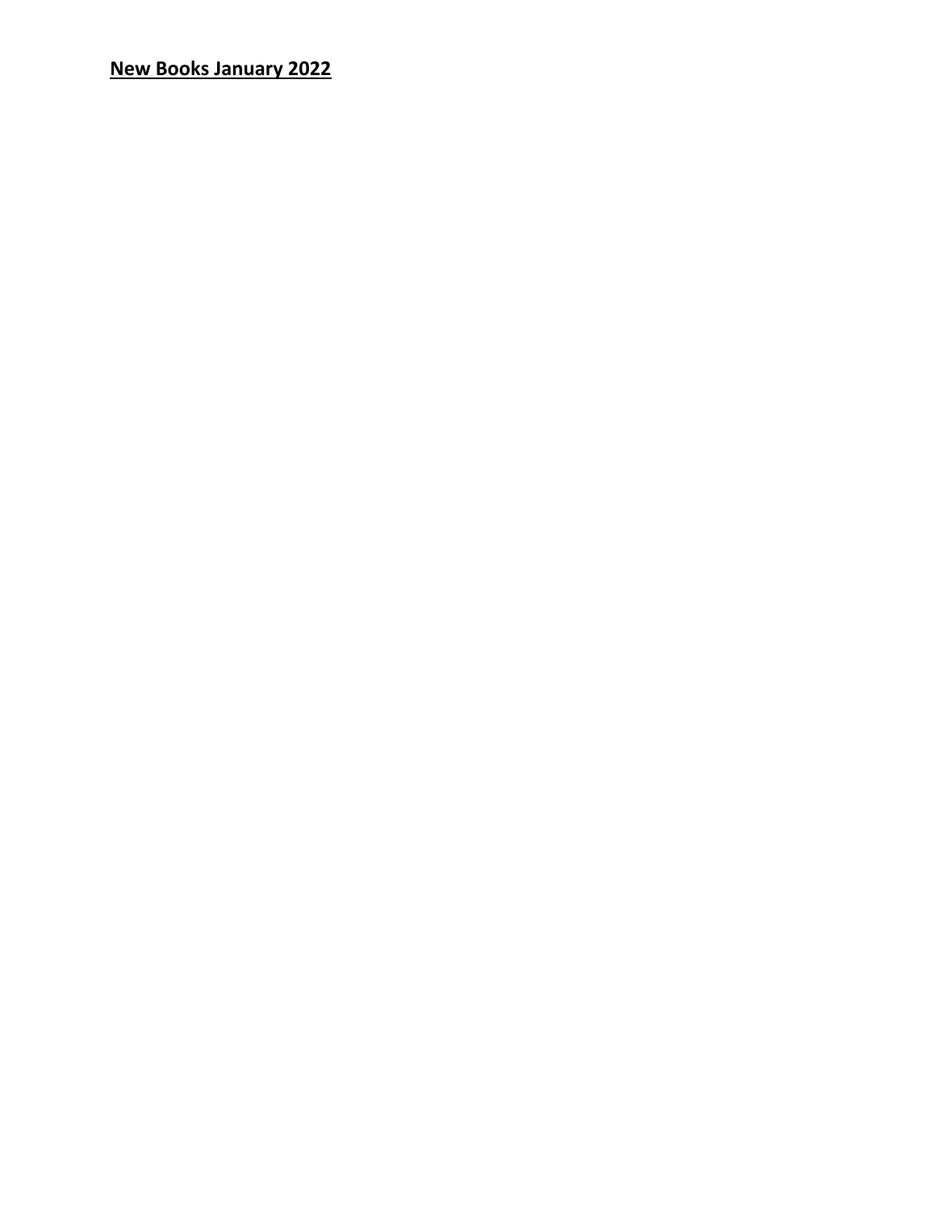**New Books January 2022**